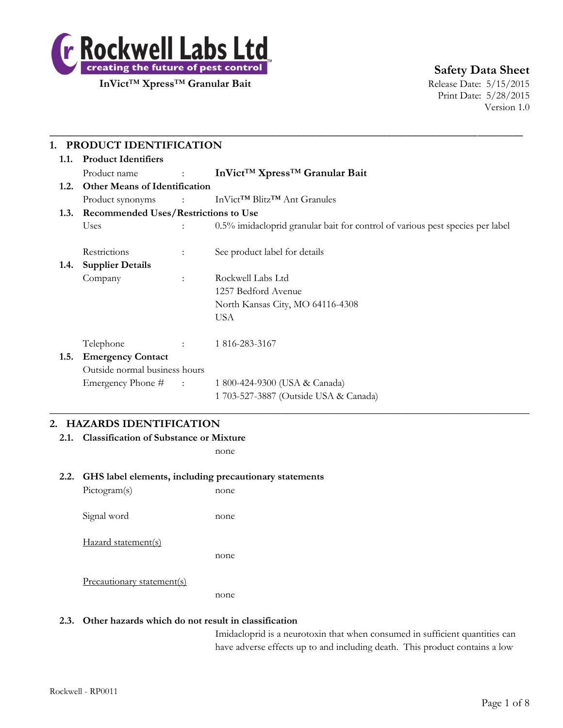**Rockwell Labs Ltd**
creating the future of pest control™

**InVict™ Xpress™ Granular Bait**

**Safety Data Sheet**
Release Date: 5/15/2015
Print Date: 5/28/2015
Version 1.0

## 1. PRODUCT IDENTIFICATION

### 1.1. Product Identifiers

Product name : **InVict™ Xpress™ Granular Bait**

### 1.2. Other Means of Identification

Product synonyms : InVict™ Blitz™ Ant Granules

### 1.3. Recommended Uses/Restrictions to Use

Uses : 0.5% imidacloprid granular bait for control of various pest species per label

Restrictions : See product label for details

### 1.4. Supplier Details

Company : Rockwell Labs Ltd
1257 Bedford Avenue
North Kansas City, MO 64116-4308
USA

Telephone : 1 816-283-3167

### 1.5. Emergency Contact

Outside normal business hours

Emergency Phone # : 1 800-424-9300 (USA & Canada)
1 703-527-3887 (Outside USA & Canada)

## 2. HAZARDS IDENTIFICATION

### 2.1. Classification of Substance or Mixture

none

### 2.2. GHS label elements, including precautionary statements

Pictogram(s) none

Signal word none

Hazard statement(s)

none

Precautionary statement(s)

none

### 2.3. Other hazards which do not result in classification

Imidacloprid is a neurotoxin that when consumed in sufficient quantities can have adverse effects up to and including death. This product contains a low

Rockwell - RP0011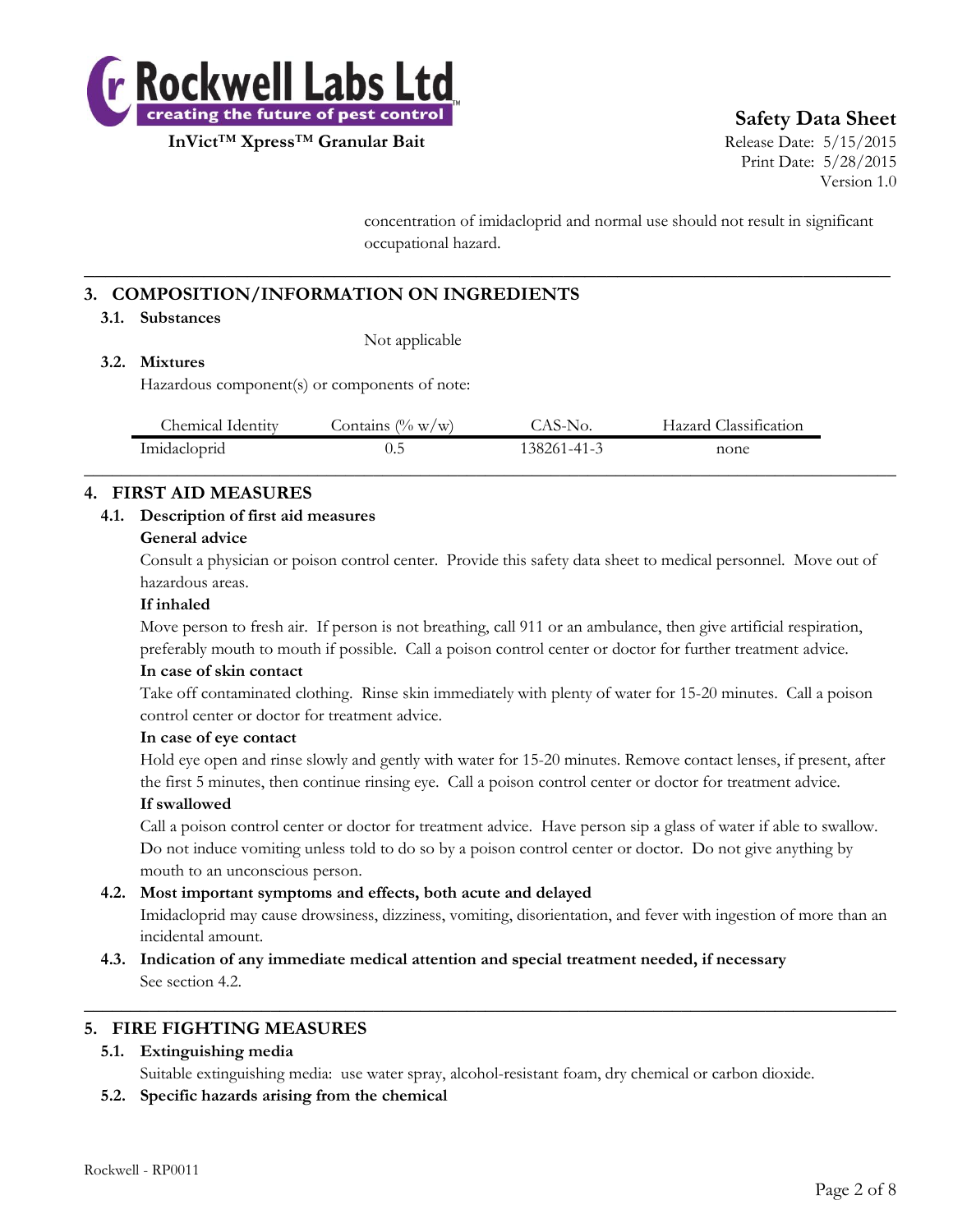concentration of imidacloprid and normal use should not result in significant occupational hazard.

## 3. COMPOSITION/INFORMATION ON INGREDIENTS

### 3.1. Substances

Not applicable

### 3.2. Mixtures

Hazardous component(s) or components of note:

| Chemical Identity | Contains (% w/w) | CAS-No. | Hazard Classification |
|---|---|---|---|
| Imidacloprid | 0.5 | 138261-41-3 | none |

## 4. FIRST AID MEASURES

### 4.1. Description of first aid measures

**General advice**

Consult a physician or poison control center. Provide this safety data sheet to medical personnel. Move out of hazardous areas.

**If inhaled**

Move person to fresh air. If person is not breathing, call 911 or an ambulance, then give artificial respiration, preferably mouth to mouth if possible. Call a poison control center or doctor for further treatment advice.

**In case of skin contact**

Take off contaminated clothing. Rinse skin immediately with plenty of water for 15-20 minutes. Call a poison control center or doctor for treatment advice.

**In case of eye contact**

Hold eye open and rinse slowly and gently with water for 15-20 minutes. Remove contact lenses, if present, after the first 5 minutes, then continue rinsing eye. Call a poison control center or doctor for treatment advice.

**If swallowed**

Call a poison control center or doctor for treatment advice. Have person sip a glass of water if able to swallow. Do not induce vomiting unless told to do so by a poison control center or doctor. Do not give anything by mouth to an unconscious person.

### 4.2. Most important symptoms and effects, both acute and delayed

Imidacloprid may cause drowsiness, dizziness, vomiting, disorientation, and fever with ingestion of more than an incidental amount.

### 4.3. Indication of any immediate medical attention and special treatment needed, if necessary

See section 4.2.

## 5. FIRE FIGHTING MEASURES

### 5.1. Extinguishing media

Suitable extinguishing media: use water spray, alcohol-resistant foam, dry chemical or carbon dioxide.

### 5.2. Specific hazards arising from the chemical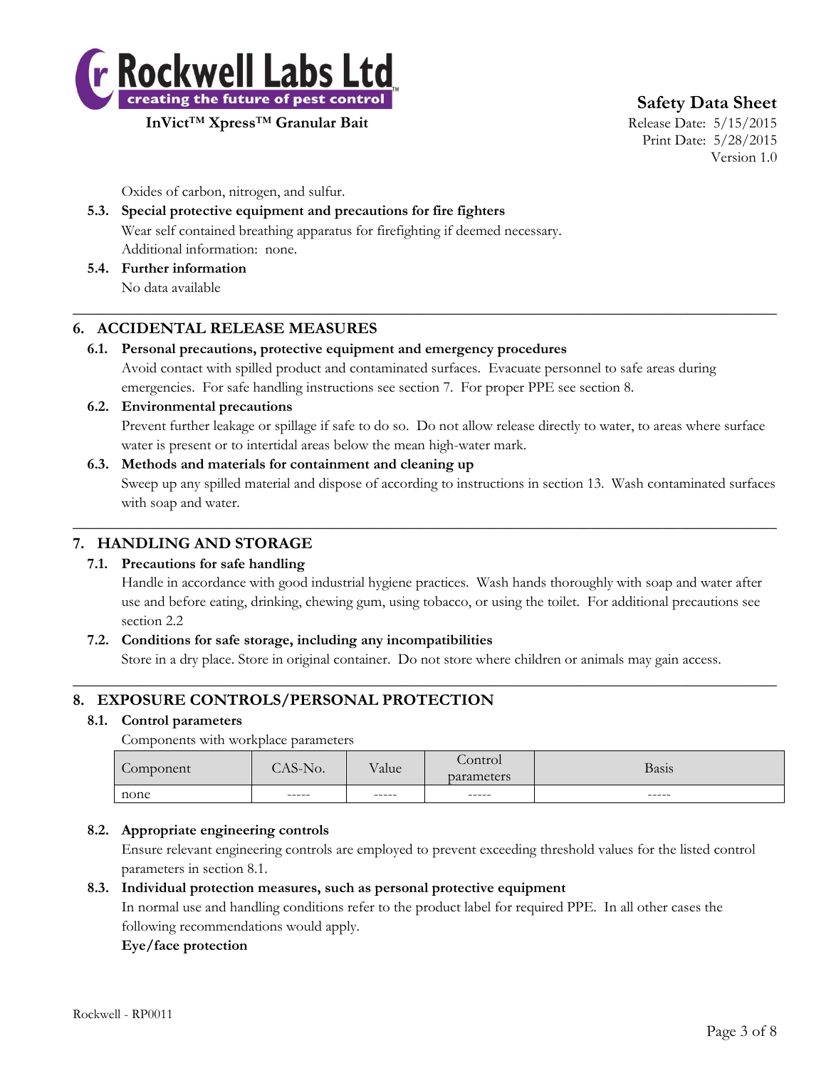Oxides of carbon, nitrogen, and sulfur.

**5.3. Special protective equipment and precautions for fire fighters**

Wear self contained breathing apparatus for firefighting if deemed necessary.
Additional information: none.

**5.4. Further information**

No data available

## 6. ACCIDENTAL RELEASE MEASURES

**6.1. Personal precautions, protective equipment and emergency procedures**

Avoid contact with spilled product and contaminated surfaces. Evacuate personnel to safe areas during emergencies. For safe handling instructions see section 7. For proper PPE see section 8.

**6.2. Environmental precautions**

Prevent further leakage or spillage if safe to do so. Do not allow release directly to water, to areas where surface water is present or to intertidal areas below the mean high-water mark.

**6.3. Methods and materials for containment and cleaning up**

Sweep up any spilled material and dispose of according to instructions in section 13. Wash contaminated surfaces with soap and water.

## 7. HANDLING AND STORAGE

**7.1. Precautions for safe handling**

Handle in accordance with good industrial hygiene practices. Wash hands thoroughly with soap and water after use and before eating, drinking, chewing gum, using tobacco, or using the toilet. For additional precautions see section 2.2

**7.2. Conditions for safe storage, including any incompatibilities**

Store in a dry place. Store in original container. Do not store where children or animals may gain access.

## 8. EXPOSURE CONTROLS/PERSONAL PROTECTION

**8.1. Control parameters**

Components with workplace parameters

| Component | CAS-No. | Value | Control parameters | Basis |
|---|---|---|---|---|
| none | ----- | ----- | ----- | ----- |

**8.2. Appropriate engineering controls**

Ensure relevant engineering controls are employed to prevent exceeding threshold values for the listed control parameters in section 8.1.

**8.3. Individual protection measures, such as personal protective equipment**

In normal use and handling conditions refer to the product label for required PPE. In all other cases the following recommendations would apply.

**Eye/face protection**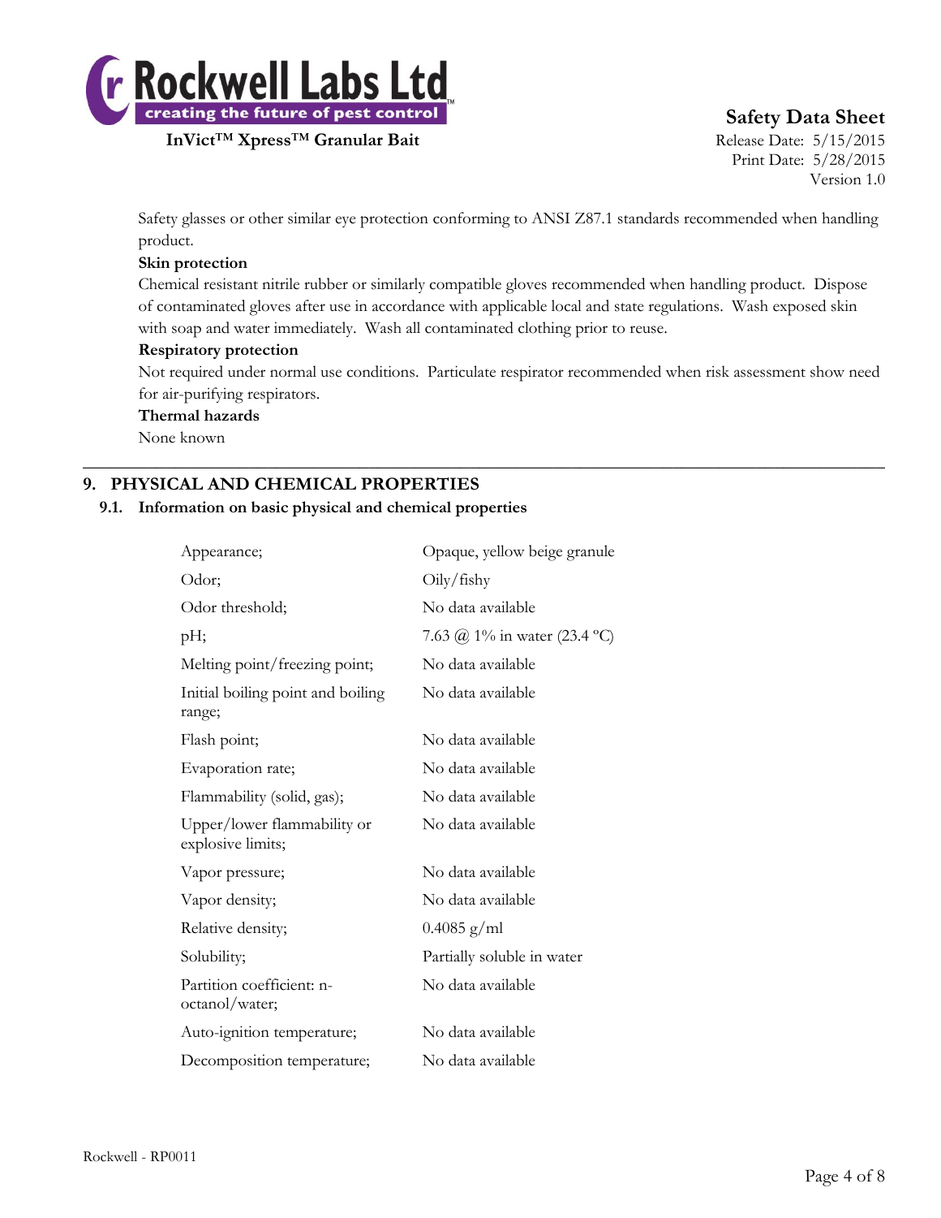Safety glasses or other similar eye protection conforming to ANSI Z87.1 standards recommended when handling product.

**Skin protection**

Chemical resistant nitrile rubber or similarly compatible gloves recommended when handling product. Dispose of contaminated gloves after use in accordance with applicable local and state regulations. Wash exposed skin with soap and water immediately. Wash all contaminated clothing prior to reuse.

**Respiratory protection**

Not required under normal use conditions. Particulate respirator recommended when risk assessment show need for air-purifying respirators.

**Thermal hazards**

None known

---

## 9. PHYSICAL AND CHEMICAL PROPERTIES

### 9.1. Information on basic physical and chemical properties

| | |
|---|---|
| Appearance; | Opaque, yellow beige granule |
| Odor; | Oily/fishy |
| Odor threshold; | No data available |
| pH; | 7.63 @ 1% in water (23.4 ºC) |
| Melting point/freezing point; | No data available |
| Initial boiling point and boiling range; | No data available |
| Flash point; | No data available |
| Evaporation rate; | No data available |
| Flammability (solid, gas); | No data available |
| Upper/lower flammability or explosive limits; | No data available |
| Vapor pressure; | No data available |
| Vapor density; | No data available |
| Relative density; | 0.4085 g/ml |
| Solubility; | Partially soluble in water |
| Partition coefficient: n-octanol/water; | No data available |
| Auto-ignition temperature; | No data available |
| Decomposition temperature; | No data available |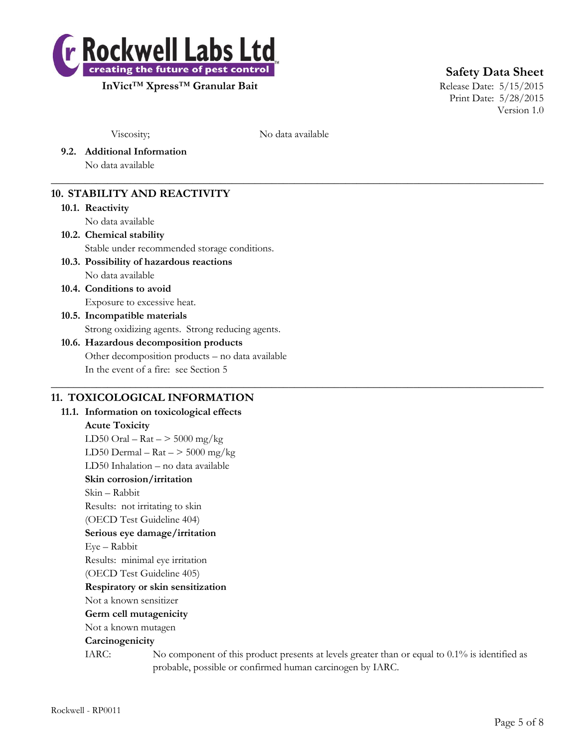Viscosity; No data available

**9.2. Additional Information**

No data available

## 10. STABILITY AND REACTIVITY

**10.1. Reactivity**

No data available

**10.2. Chemical stability**

Stable under recommended storage conditions.

**10.3. Possibility of hazardous reactions**

No data available

**10.4. Conditions to avoid**

Exposure to excessive heat.

**10.5. Incompatible materials**

Strong oxidizing agents. Strong reducing agents.

**10.6. Hazardous decomposition products**

Other decomposition products – no data available

In the event of a fire: see Section 5

## 11. TOXICOLOGICAL INFORMATION

**11.1. Information on toxicological effects**

**Acute Toxicity**

LD50 Oral – Rat – > 5000 mg/kg

LD50 Dermal – Rat – > 5000 mg/kg

LD50 Inhalation – no data available

**Skin corrosion/irritation**

Skin – Rabbit

Results: not irritating to skin

(OECD Test Guideline 404)

**Serious eye damage/irritation**

Eye – Rabbit

Results: minimal eye irritation

(OECD Test Guideline 405)

**Respiratory or skin sensitization**

Not a known sensitizer

**Germ cell mutagenicity**

Not a known mutagen

**Carcinogenicity**

IARC: No component of this product presents at levels greater than or equal to 0.1% is identified as probable, possible or confirmed human carcinogen by IARC.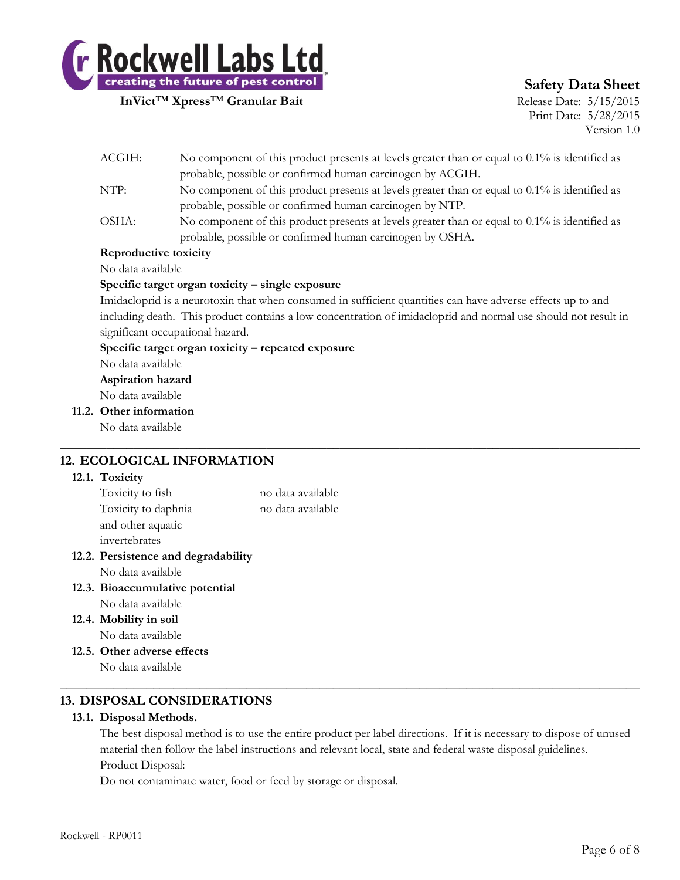| | |
|---|---|
| ACGIH: | No component of this product presents at levels greater than or equal to 0.1% is identified as probable, possible or confirmed human carcinogen by ACGIH. |
| NTP: | No component of this product presents at levels greater than or equal to 0.1% is identified as probable, possible or confirmed human carcinogen by NTP. |
| OSHA: | No component of this product presents at levels greater than or equal to 0.1% is identified as probable, possible or confirmed human carcinogen by OSHA. |

**Reproductive toxicity**

No data available

**Specific target organ toxicity – single exposure**

Imidacloprid is a neurotoxin that when consumed in sufficient quantities can have adverse effects up to and including death. This product contains a low concentration of imidacloprid and normal use should not result in significant occupational hazard.

**Specific target organ toxicity – repeated exposure**

No data available

**Aspiration hazard**

No data available

### 11.2. Other information

No data available

## 12. ECOLOGICAL INFORMATION

### 12.1. Toxicity

| | |
|---|---|
| Toxicity to fish | no data available |
| Toxicity to daphnia and other aquatic invertebrates | no data available |

### 12.2. Persistence and degradability

No data available

### 12.3. Bioaccumulative potential

No data available

### 12.4. Mobility in soil

No data available

### 12.5. Other adverse effects

No data available

## 13. DISPOSAL CONSIDERATIONS

### 13.1. Disposal Methods.

The best disposal method is to use the entire product per label directions. If it is necessary to dispose of unused material then follow the label instructions and relevant local, state and federal waste disposal guidelines.

Product Disposal:

Do not contaminate water, food or feed by storage or disposal.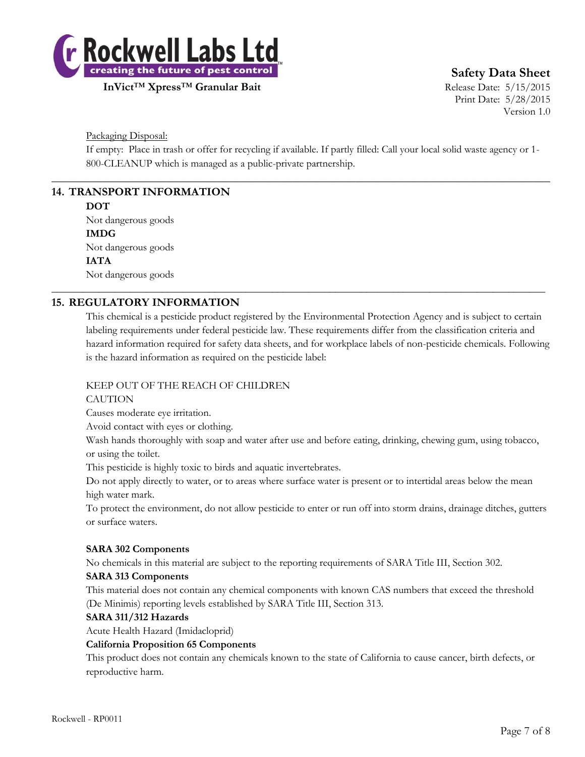Packaging Disposal:

If empty: Place in trash or offer for recycling if available. If partly filled: Call your local solid waste agency or 1-800-CLEANUP which is managed as a public-private partnership.

## 14. TRANSPORT INFORMATION

**DOT**

Not dangerous goods

**IMDG**

Not dangerous goods

**IATA**

Not dangerous goods

## 15. REGULATORY INFORMATION

This chemical is a pesticide product registered by the Environmental Protection Agency and is subject to certain labeling requirements under federal pesticide law. These requirements differ from the classification criteria and hazard information required for safety data sheets, and for workplace labels of non-pesticide chemicals. Following is the hazard information as required on the pesticide label:

KEEP OUT OF THE REACH OF CHILDREN

CAUTION

Causes moderate eye irritation.

Avoid contact with eyes or clothing.

Wash hands thoroughly with soap and water after use and before eating, drinking, chewing gum, using tobacco, or using the toilet.

This pesticide is highly toxic to birds and aquatic invertebrates.

Do not apply directly to water, or to areas where surface water is present or to intertidal areas below the mean high water mark.

To protect the environment, do not allow pesticide to enter or run off into storm drains, drainage ditches, gutters or surface waters.

**SARA 302 Components**

No chemicals in this material are subject to the reporting requirements of SARA Title III, Section 302.

**SARA 313 Components**

This material does not contain any chemical components with known CAS numbers that exceed the threshold (De Minimis) reporting levels established by SARA Title III, Section 313.

**SARA 311/312 Hazards**

Acute Health Hazard (Imidacloprid)

**California Proposition 65 Components**

This product does not contain any chemicals known to the state of California to cause cancer, birth defects, or reproductive harm.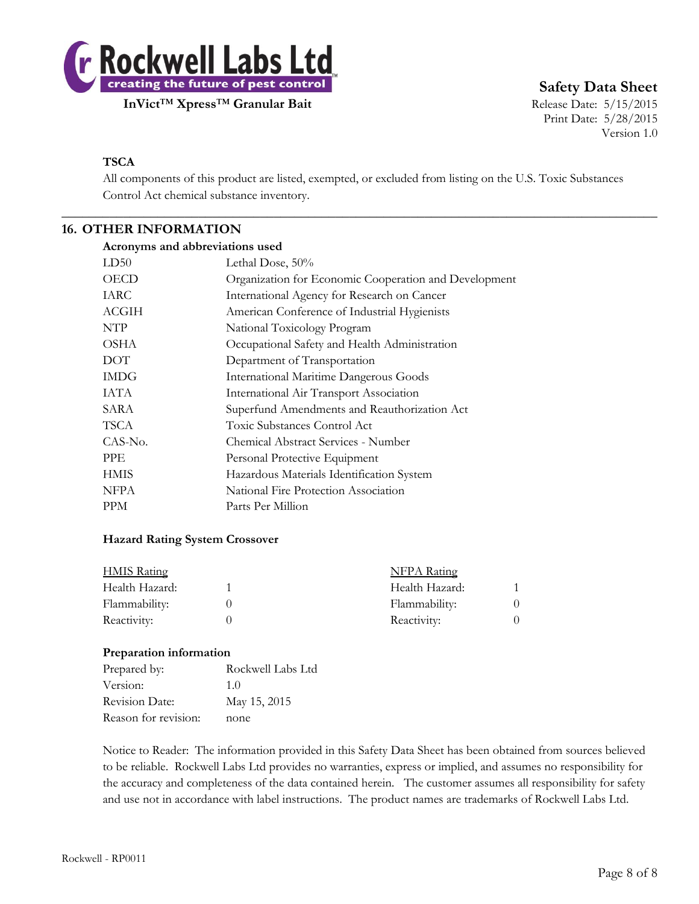### TSCA

All components of this product are listed, exempted, or excluded from listing on the U.S. Toxic Substances Control Act chemical substance inventory.

## 16. OTHER INFORMATION

**Acronyms and abbreviations used**

| | |
|---|---|
| LD50 | Lethal Dose, 50% |
| OECD | Organization for Economic Cooperation and Development |
| IARC | International Agency for Research on Cancer |
| ACGIH | American Conference of Industrial Hygienists |
| NTP | National Toxicology Program |
| OSHA | Occupational Safety and Health Administration |
| DOT | Department of Transportation |
| IMDG | International Maritime Dangerous Goods |
| IATA | International Air Transport Association |
| SARA | Superfund Amendments and Reauthorization Act |
| TSCA | Toxic Substances Control Act |
| CAS-No. | Chemical Abstract Services - Number |
| PPE | Personal Protective Equipment |
| HMIS | Hazardous Materials Identification System |
| NFPA | National Fire Protection Association |
| PPM | Parts Per Million |

**Hazard Rating System Crossover**

| HMIS Rating | | NFPA Rating | |
|---|---|---|---|
| Health Hazard: | 1 | Health Hazard: | 1 |
| Flammability: | 0 | Flammability: | 0 |
| Reactivity: | 0 | Reactivity: | 0 |

**Preparation information**

| | |
|---|---|
| Prepared by: | Rockwell Labs Ltd |
| Version: | 1.0 |
| Revision Date: | May 15, 2015 |
| Reason for revision: | none |

Notice to Reader: The information provided in this Safety Data Sheet has been obtained from sources believed to be reliable. Rockwell Labs Ltd provides no warranties, express or implied, and assumes no responsibility for the accuracy and completeness of the data contained herein. The customer assumes all responsibility for safety and use not in accordance with label instructions. The product names are trademarks of Rockwell Labs Ltd.